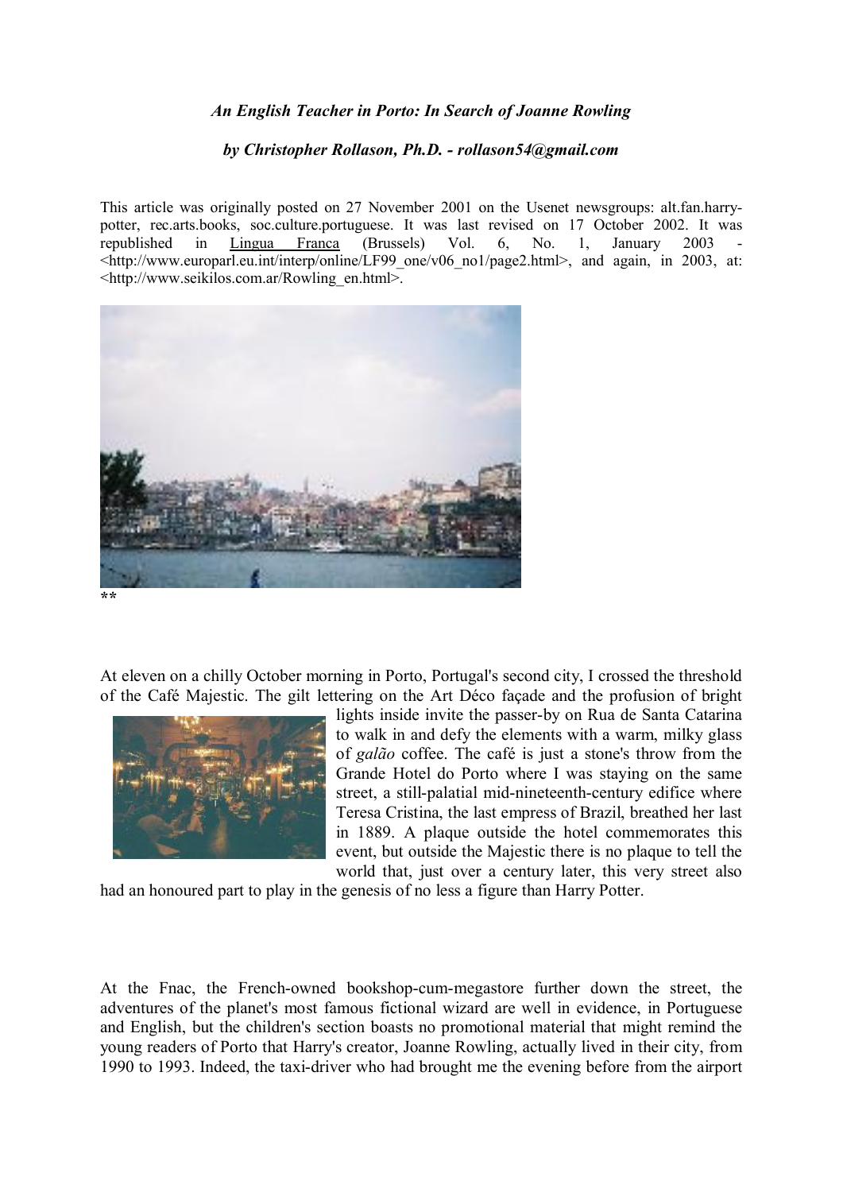*An English Teacher in Porto: In Search of Joanne Rowling*

*by Christopher Rollason, Ph.D. - rollason54@gmail.com*

This article was originally posted on 27 November 2001 on the Usenet newsgroups: alt.fan.harry-potter, rec.arts.books, soc.culture.portuguese. It was last revised on 17 October 2002. It was republished in Lingua Franca (Brussels) Vol. 6, No. 1, January 2003 - <http://www.europarl.eu.int/interp/online/LF99_one/v06_no1/page2.html>, and again, in 2003, at: <http://www.seikilos.com.ar/Rowling_en.html>.

**

At eleven on a chilly October morning in Porto, Portugal's second city, I crossed the threshold of the Café Majestic. The gilt lettering on the Art Déco façade and the profusion of bright lights inside invite the passer-by on Rua de Santa Catarina to walk in and defy the elements with a warm, milky glass of *galão* coffee. The café is just a stone's throw from the Grande Hotel do Porto where I was staying on the same street, a still-palatial mid-nineteenth-century edifice where Teresa Cristina, the last empress of Brazil, breathed her last in 1889. A plaque outside the hotel commemorates this event, but outside the Majestic there is no plaque to tell the world that, just over a century later, this very street also had an honoured part to play in the genesis of no less a figure than Harry Potter.

At the Fnac, the French-owned bookshop-cum-megastore further down the street, the adventures of the planet's most famous fictional wizard are well in evidence, in Portuguese and English, but the children's section boasts no promotional material that might remind the young readers of Porto that Harry's creator, Joanne Rowling, actually lived in their city, from 1990 to 1993. Indeed, the taxi-driver who had brought me the evening before from the airport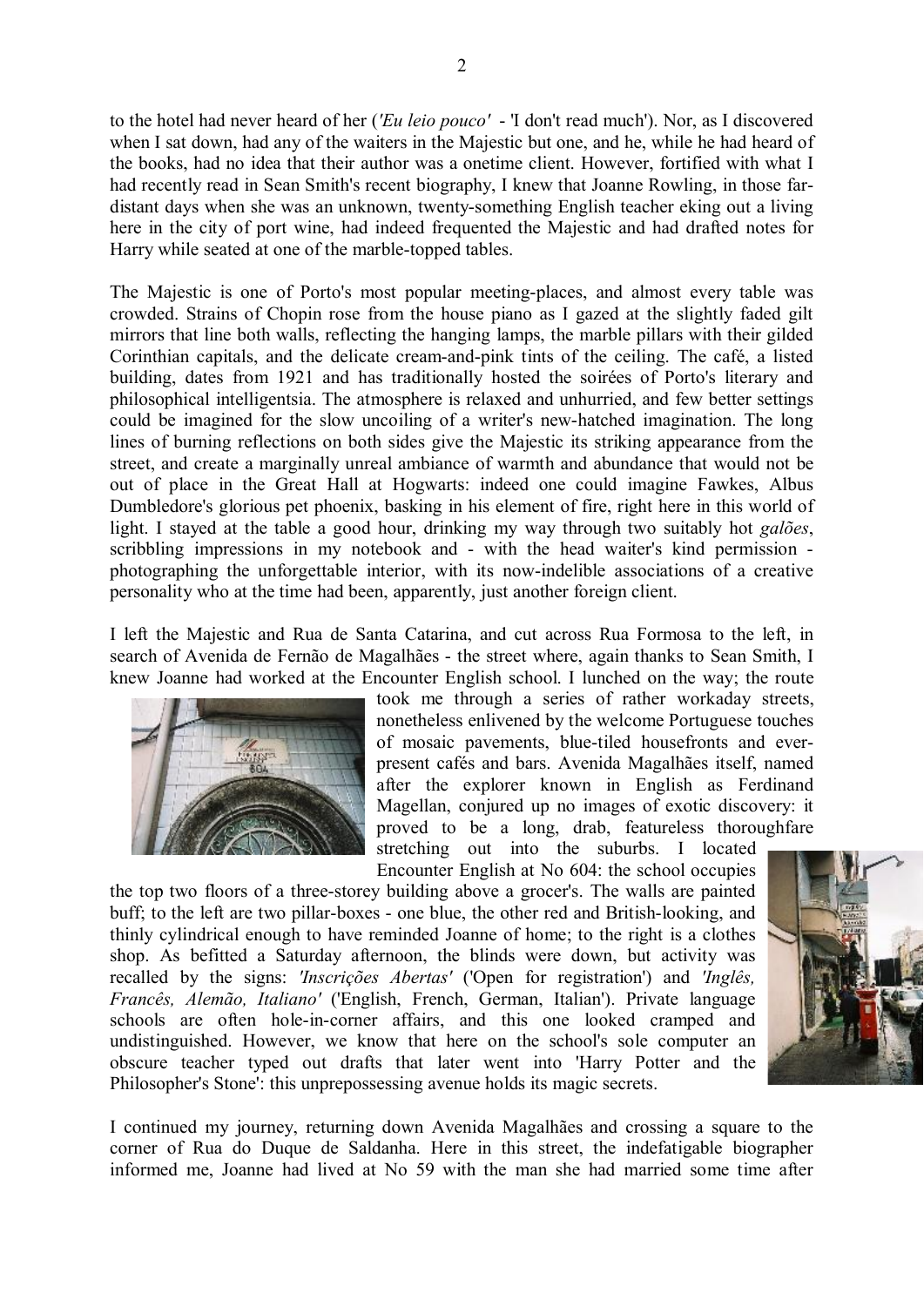to the hotel had never heard of her (*'Eu leio pouco'* - 'I don't read much'). Nor, as I discovered when I sat down, had any of the waiters in the Majestic but one, and he, while he had heard of the books, had no idea that their author was a onetime client. However, fortified with what I had recently read in Sean Smith's recent biography, I knew that Joanne Rowling, in those far-distant days when she was an unknown, twenty-something English teacher eking out a living here in the city of port wine, had indeed frequented the Majestic and had drafted notes for Harry while seated at one of the marble-topped tables.

The Majestic is one of Porto's most popular meeting-places, and almost every table was crowded. Strains of Chopin rose from the house piano as I gazed at the slightly faded gilt mirrors that line both walls, reflecting the hanging lamps, the marble pillars with their gilded Corinthian capitals, and the delicate cream-and-pink tints of the ceiling. The café, a listed building, dates from 1921 and has traditionally hosted the soirées of Porto's literary and philosophical intelligentsia. The atmosphere is relaxed and unhurried, and few better settings could be imagined for the slow uncoiling of a writer's new-hatched imagination. The long lines of burning reflections on both sides give the Majestic its striking appearance from the street, and create a marginally unreal ambiance of warmth and abundance that would not be out of place in the Great Hall at Hogwarts: indeed one could imagine Fawkes, Albus Dumbledore's glorious pet phoenix, basking in his element of fire, right here in this world of light. I stayed at the table a good hour, drinking my way through two suitably hot *galões*, scribbling impressions in my notebook and - with the head waiter's kind permission - photographing the unforgettable interior, with its now-indelible associations of a creative personality who at the time had been, apparently, just another foreign client.

I left the Majestic and Rua de Santa Catarina, and cut across Rua Formosa to the left, in search of Avenida de Fernão de Magalhães - the street where, again thanks to Sean Smith, I knew Joanne had worked at the Encounter English school. I lunched on the way; the route took me through a series of rather workaday streets, nonetheless enlivened by the welcome Portuguese touches of mosaic pavements, blue-tiled housefronts and ever-present cafés and bars. Avenida Magalhães itself, named after the explorer known in English as Ferdinand Magellan, conjured up no images of exotic discovery: it proved to be a long, drab, featureless thoroughfare stretching out into the suburbs. I located Encounter English at No 604: the school occupies the top two floors of a three-storey building above a grocer's. The walls are painted buff; to the left are two pillar-boxes - one blue, the other red and British-looking, and thinly cylindrical enough to have reminded Joanne of home; to the right is a clothes shop. As befitted a Saturday afternoon, the blinds were down, but activity was recalled by the signs: *'Inscrições Abertas'* ('Open for registration') and *'Inglês, Francês, Alemão, Italiano'* ('English, French, German, Italian'). Private language schools are often hole-in-corner affairs, and this one looked cramped and undistinguished. However, we know that here on the school's sole computer an obscure teacher typed out drafts that later went into 'Harry Potter and the Philosopher's Stone': this unprepossessing avenue holds its magic secrets.

I continued my journey, returning down Avenida Magalhães and crossing a square to the corner of Rua do Duque de Saldanha. Here in this street, the indefatigable biographer informed me, Joanne had lived at No 59 with the man she had married some time after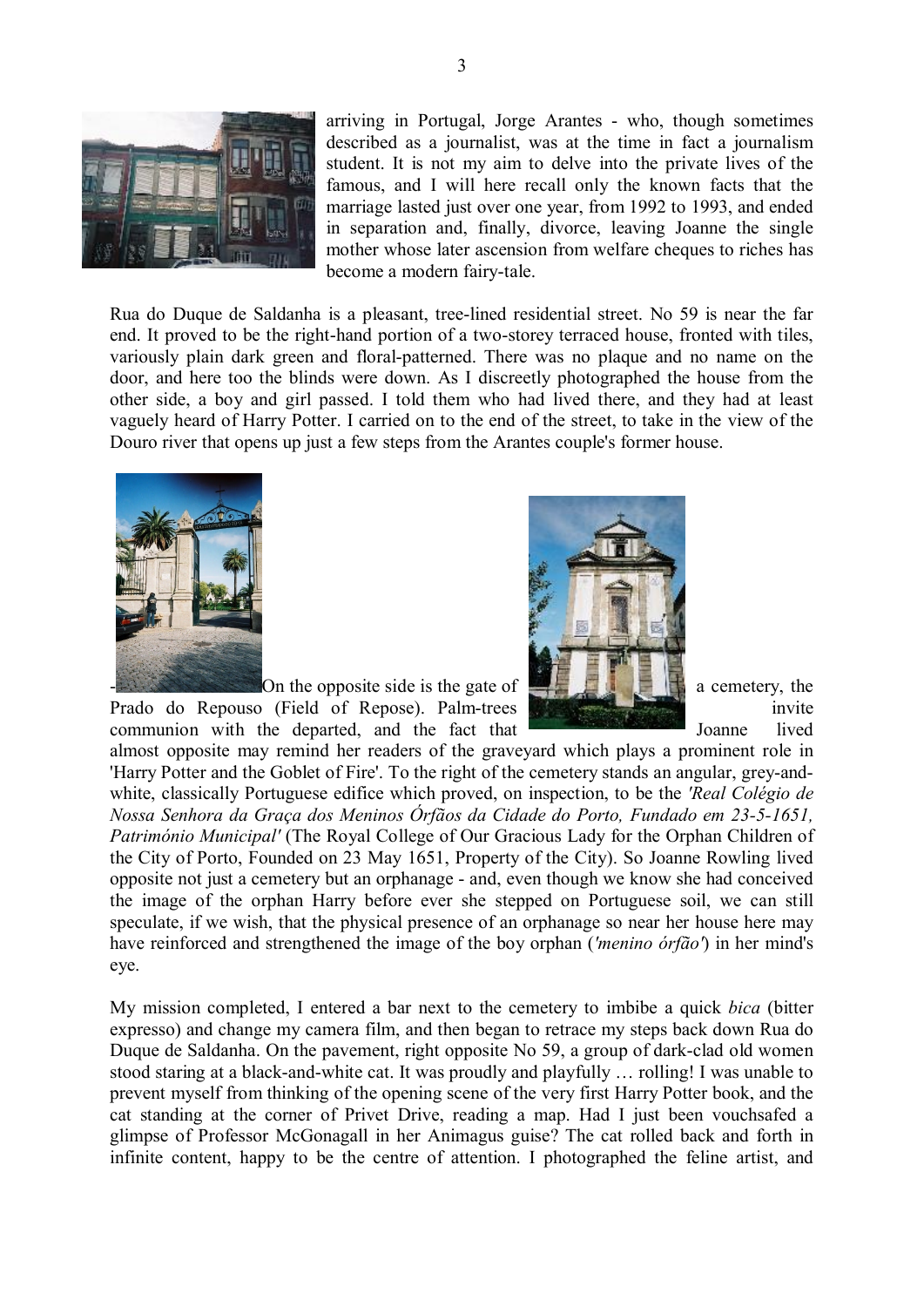arriving in Portugal, Jorge Arantes - who, though sometimes described as a journalist, was at the time in fact a journalism student. It is not my aim to delve into the private lives of the famous, and I will here recall only the known facts that the marriage lasted just over one year, from 1992 to 1993, and ended in separation and, finally, divorce, leaving Joanne the single mother whose later ascension from welfare cheques to riches has become a modern fairy-tale.

Rua do Duque de Saldanha is a pleasant, tree-lined residential street. No 59 is near the far end. It proved to be the right-hand portion of a two-storey terraced house, fronted with tiles, variously plain dark green and floral-patterned. There was no plaque and no name on the door, and here too the blinds were down. As I discreetly photographed the house from the other side, a boy and girl passed. I told them who had lived there, and they had at least vaguely heard of Harry Potter. I carried on to the end of the street, to take in the view of the Douro river that opens up just a few steps from the Arantes couple's former house.

-On the opposite side is the gate of a cemetery, the Prado do Repouso (Field of Repose). Palm-trees invite communion with the departed, and the fact that Joanne lived almost opposite may remind her readers of the graveyard which plays a prominent role in 'Harry Potter and the Goblet of Fire'. To the right of the cemetery stands an angular, grey-and-white, classically Portuguese edifice which proved, on inspection, to be the *'Real Colégio de Nossa Senhora da Graça dos Meninos Órfãos da Cidade do Porto, Fundado em 23-5-1651, Património Municipal'* (The Royal College of Our Gracious Lady for the Orphan Children of the City of Porto, Founded on 23 May 1651, Property of the City). So Joanne Rowling lived opposite not just a cemetery but an orphanage - and, even though we know she had conceived the image of the orphan Harry before ever she stepped on Portuguese soil, we can still speculate, if we wish, that the physical presence of an orphanage so near her house here may have reinforced and strengthened the image of the boy orphan (*'menino órfão'*) in her mind's eye.

My mission completed, I entered a bar next to the cemetery to imbibe a quick *bica* (bitter expresso) and change my camera film, and then began to retrace my steps back down Rua do Duque de Saldanha. On the pavement, right opposite No 59, a group of dark-clad old women stood staring at a black-and-white cat. It was proudly and playfully … rolling! I was unable to prevent myself from thinking of the opening scene of the very first Harry Potter book, and the cat standing at the corner of Privet Drive, reading a map. Had I just been vouchsafed a glimpse of Professor McGonagall in her Animagus guise? The cat rolled back and forth in infinite content, happy to be the centre of attention. I photographed the feline artist, and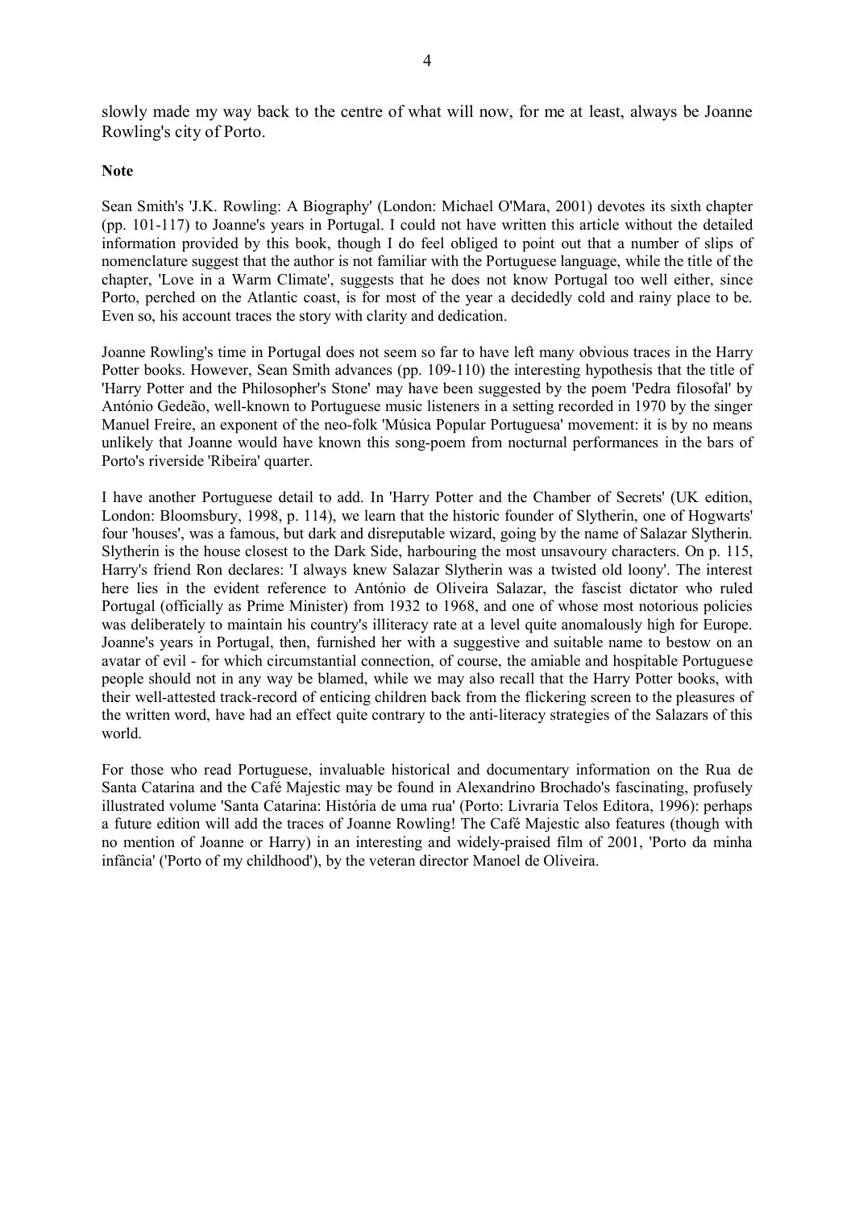slowly made my way back to the centre of what will now, for me at least, always be Joanne Rowling's city of Porto.

**Note**

Sean Smith's 'J.K. Rowling: A Biography' (London: Michael O'Mara, 2001) devotes its sixth chapter (pp. 101-117) to Joanne's years in Portugal. I could not have written this article without the detailed information provided by this book, though I do feel obliged to point out that a number of slips of nomenclature suggest that the author is not familiar with the Portuguese language, while the title of the chapter, 'Love in a Warm Climate', suggests that he does not know Portugal too well either, since Porto, perched on the Atlantic coast, is for most of the year a decidedly cold and rainy place to be. Even so, his account traces the story with clarity and dedication.

Joanne Rowling's time in Portugal does not seem so far to have left many obvious traces in the Harry Potter books. However, Sean Smith advances (pp. 109-110) the interesting hypothesis that the title of 'Harry Potter and the Philosopher's Stone' may have been suggested by the poem 'Pedra filosofal' by António Gedeão, well-known to Portuguese music listeners in a setting recorded in 1970 by the singer Manuel Freire, an exponent of the neo-folk 'Música Popular Portuguesa' movement: it is by no means unlikely that Joanne would have known this song-poem from nocturnal performances in the bars of Porto's riverside 'Ribeira' quarter.

I have another Portuguese detail to add. In 'Harry Potter and the Chamber of Secrets' (UK edition, London: Bloomsbury, 1998, p. 114), we learn that the historic founder of Slytherin, one of Hogwarts' four 'houses', was a famous, but dark and disreputable wizard, going by the name of Salazar Slytherin. Slytherin is the house closest to the Dark Side, harbouring the most unsavoury characters. On p. 115, Harry's friend Ron declares: 'I always knew Salazar Slytherin was a twisted old loony'. The interest here lies in the evident reference to António de Oliveira Salazar, the fascist dictator who ruled Portugal (officially as Prime Minister) from 1932 to 1968, and one of whose most notorious policies was deliberately to maintain his country's illiteracy rate at a level quite anomalously high for Europe. Joanne's years in Portugal, then, furnished her with a suggestive and suitable name to bestow on an avatar of evil - for which circumstantial connection, of course, the amiable and hospitable Portuguese people should not in any way be blamed, while we may also recall that the Harry Potter books, with their well-attested track-record of enticing children back from the flickering screen to the pleasures of the written word, have had an effect quite contrary to the anti-literacy strategies of the Salazars of this world.

For those who read Portuguese, invaluable historical and documentary information on the Rua de Santa Catarina and the Café Majestic may be found in Alexandrino Brochado's fascinating, profusely illustrated volume 'Santa Catarina: História de uma rua' (Porto: Livraria Telos Editora, 1996): perhaps a future edition will add the traces of Joanne Rowling! The Café Majestic also features (though with no mention of Joanne or Harry) in an interesting and widely-praised film of 2001, 'Porto da minha infância' ('Porto of my childhood'), by the veteran director Manoel de Oliveira.